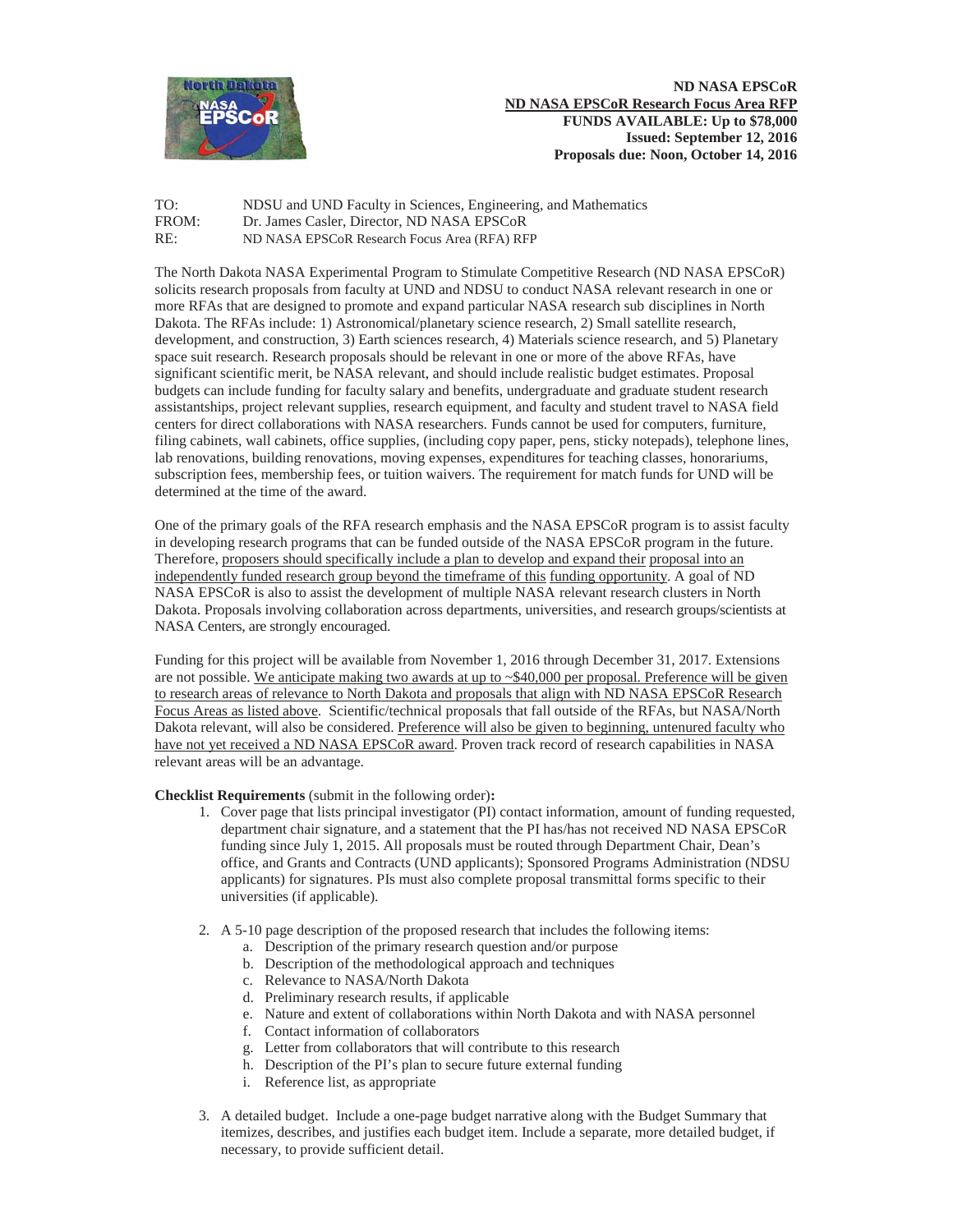**ND NASA EPSCoR**
**ND NASA EPSCoR Research Focus Area RFP**
**FUNDS AVAILABLE: Up to $78,000**
**Issued: September 12, 2016**
**Proposals due: Noon, October 14, 2016**

TO: NDSU and UND Faculty in Sciences, Engineering, and Mathematics
FROM: Dr. James Casler, Director, ND NASA EPSCoR
RE: ND NASA EPSCoR Research Focus Area (RFA) RFP

The North Dakota NASA Experimental Program to Stimulate Competitive Research (ND NASA EPSCoR) solicits research proposals from faculty at UND and NDSU to conduct NASA relevant research in one or more RFAs that are designed to promote and expand particular NASA research sub disciplines in North Dakota. The RFAs include: 1) Astronomical/planetary science research, 2) Small satellite research, development, and construction, 3) Earth sciences research, 4) Materials science research, and 5) Planetary space suit research. Research proposals should be relevant in one or more of the above RFAs, have significant scientific merit, be NASA relevant, and should include realistic budget estimates. Proposal budgets can include funding for faculty salary and benefits, undergraduate and graduate student research assistantships, project relevant supplies, research equipment, and faculty and student travel to NASA field centers for direct collaborations with NASA researchers. Funds cannot be used for computers, furniture, filing cabinets, wall cabinets, office supplies, (including copy paper, pens, sticky notepads), telephone lines, lab renovations, building renovations, moving expenses, expenditures for teaching classes, honorariums, subscription fees, membership fees, or tuition waivers. The requirement for match funds for UND will be determined at the time of the award.

One of the primary goals of the RFA research emphasis and the NASA EPSCoR program is to assist faculty in developing research programs that can be funded outside of the NASA EPSCoR program in the future. Therefore, proposers should specifically include a plan to develop and expand their proposal into an independently funded research group beyond the timeframe of this funding opportunity. A goal of ND NASA EPSCoR is also to assist the development of multiple NASA relevant research clusters in North Dakota. Proposals involving collaboration across departments, universities, and research groups/scientists at NASA Centers, are strongly encouraged.

Funding for this project will be available from November 1, 2016 through December 31, 2017. Extensions are not possible. We anticipate making two awards at up to ~$40,000 per proposal. Preference will be given to research areas of relevance to North Dakota and proposals that align with ND NASA EPSCoR Research Focus Areas as listed above. Scientific/technical proposals that fall outside of the RFAs, but NASA/North Dakota relevant, will also be considered. Preference will also be given to beginning, untenured faculty who have not yet received a ND NASA EPSCoR award. Proven track record of research capabilities in NASA relevant areas will be an advantage.

**Checklist Requirements** (submit in the following order)**:**

1. Cover page that lists principal investigator (PI) contact information, amount of funding requested, department chair signature, and a statement that the PI has/has not received ND NASA EPSCoR funding since July 1, 2015. All proposals must be routed through Department Chair, Dean's office, and Grants and Contracts (UND applicants); Sponsored Programs Administration (NDSU applicants) for signatures. PIs must also complete proposal transmittal forms specific to their universities (if applicable).

2. A 5-10 page description of the proposed research that includes the following items:
   a. Description of the primary research question and/or purpose
   b. Description of the methodological approach and techniques
   c. Relevance to NASA/North Dakota
   d. Preliminary research results, if applicable
   e. Nature and extent of collaborations within North Dakota and with NASA personnel
   f. Contact information of collaborators
   g. Letter from collaborators that will contribute to this research
   h. Description of the PI's plan to secure future external funding
   i. Reference list, as appropriate

3. A detailed budget. Include a one-page budget narrative along with the Budget Summary that itemizes, describes, and justifies each budget item. Include a separate, more detailed budget, if necessary, to provide sufficient detail.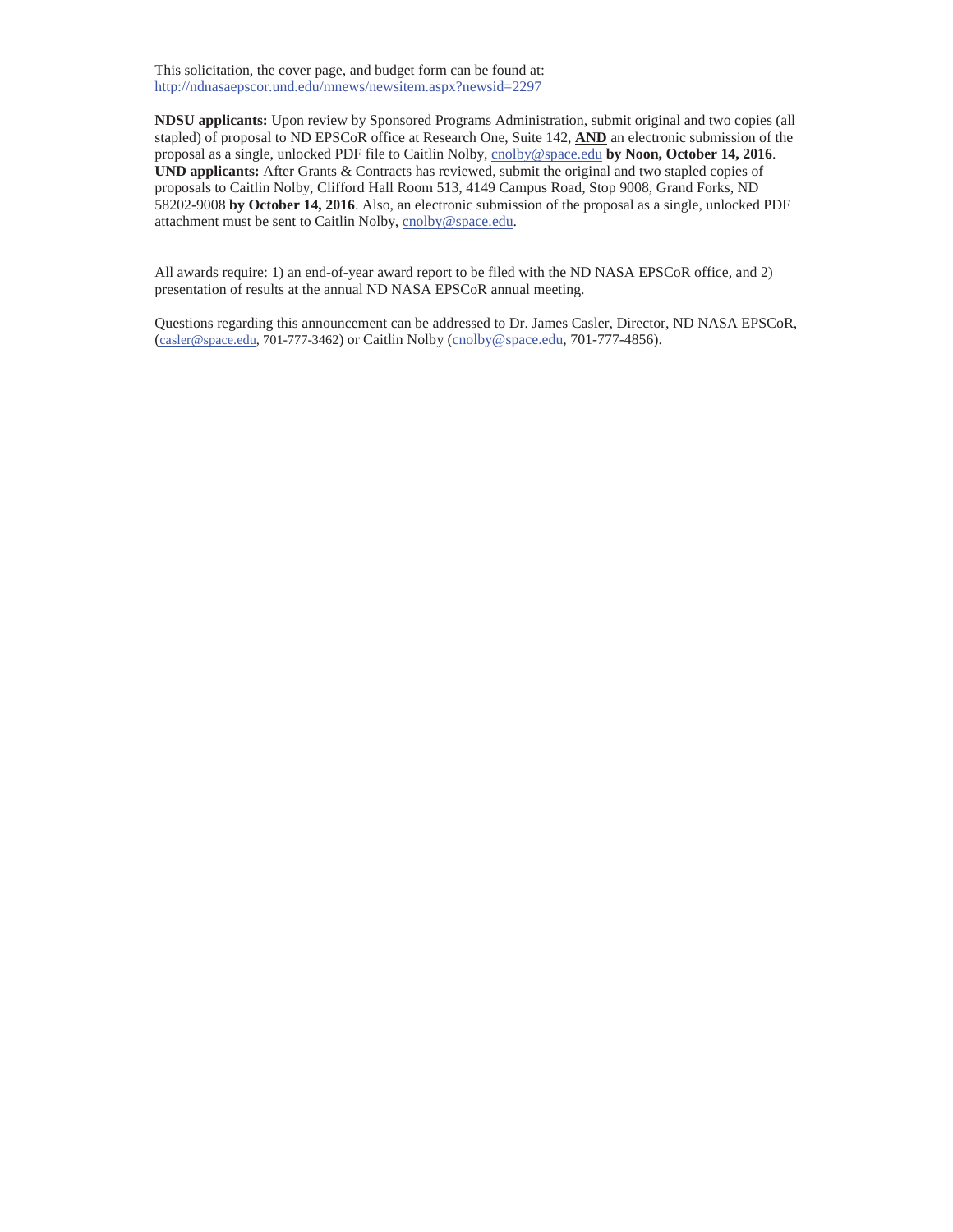This solicitation, the cover page, and budget form can be found at:
http://ndnasaepscor.und.edu/mnews/newsitem.aspx?newsid=2297

**NDSU applicants:** Upon review by Sponsored Programs Administration, submit original and two copies (all stapled) of proposal to ND EPSCoR office at Research One, Suite 142, **AND** an electronic submission of the proposal as a single, unlocked PDF file to Caitlin Nolby, cnolby@space.edu **by Noon, October 14, 2016**.
**UND applicants:** After Grants & Contracts has reviewed, submit the original and two stapled copies of proposals to Caitlin Nolby, Clifford Hall Room 513, 4149 Campus Road, Stop 9008, Grand Forks, ND 58202-9008 **by October 14, 2016**. Also, an electronic submission of the proposal as a single, unlocked PDF attachment must be sent to Caitlin Nolby, cnolby@space.edu.

All awards require: 1) an end-of-year award report to be filed with the ND NASA EPSCoR office, and 2) presentation of results at the annual ND NASA EPSCoR annual meeting.

Questions regarding this announcement can be addressed to Dr. James Casler, Director, ND NASA EPSCoR, (casler@space.edu, 701-777-3462) or Caitlin Nolby (cnolby@space.edu, 701-777-4856).